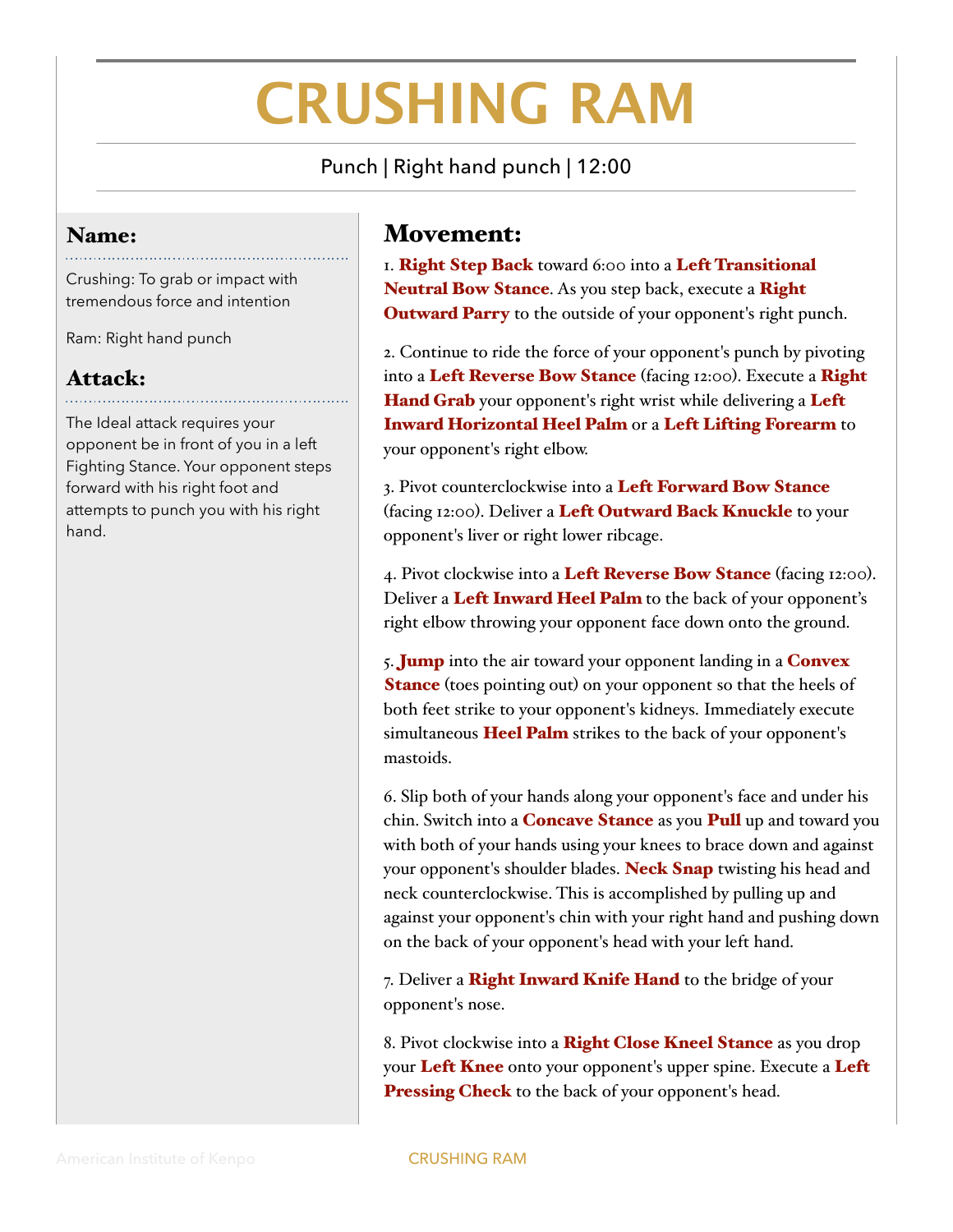# CRUSHING RAM

Punch | Right hand punch | 12:00

## Name:

Crushing: To grab or impact with tremendous force and intention

Ram: Right hand punch

## Attack:

The Ideal attack requires your opponent be in front of you in a left Fighting Stance. Your opponent steps forward with his right foot and attempts to punch you with his right hand.

## Movement:

1. **Right Step Back** toward 6:00 into a **Left Transitional Neutral Bow Stance**. As you step back, execute a **Right Outward Parry** to the outside of your opponent's right punch.

2. Continue to ride the force of your opponent's punch by pivoting into a **Left Reverse Bow Stance** (facing 12:00). Execute a **Right Hand Grab** your opponent's right wrist while delivering a **Left Inward Horizontal Heel Palm** or a **Left Lifting Forearm** to your opponent's right elbow.

3. Pivot counterclockwise into a **Left Forward Bow Stance** (facing 12:00). Deliver a **Left Outward Back Knuckle** to your opponent's liver or right lower ribcage.

4. Pivot clockwise into a **Left Reverse Bow Stance** (facing 12:00). Deliver a **Left Inward Heel Palm** to the back of your opponent's right elbow throwing your opponent face down onto the ground.

5. **Jump** into the air toward your opponent landing in a **Convex Stance** (toes pointing out) on your opponent so that the heels of both feet strike to your opponent's kidneys. Immediately execute simultaneous **Heel Palm** strikes to the back of your opponent's mastoids.

6. Slip both of your hands along your opponent's face and under his chin. Switch into a **Concave Stance** as you **Pull** up and toward you with both of your hands using your knees to brace down and against your opponent's shoulder blades. **Neck Snap** twisting his head and neck counterclockwise. This is accomplished by pulling up and against your opponent's chin with your right hand and pushing down on the back of your opponent's head with your left hand.

7. Deliver a **Right Inward Knife Hand** to the bridge of your opponent's nose.

8. Pivot clockwise into a **Right Close Kneel Stance** as you drop your **Left Knee** onto your opponent's upper spine. Execute a **Left Pressing Check** to the back of your opponent's head.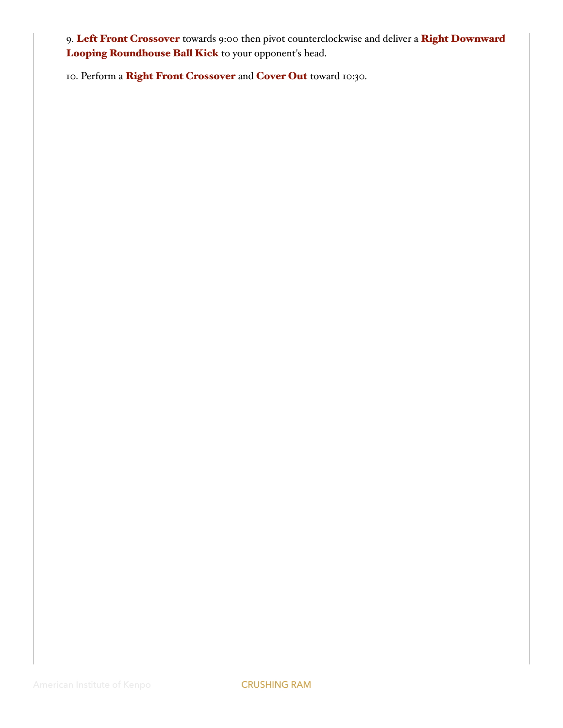9. **Left Front Crossover** towards 9:00 then pivot counterclockwise and deliver a **Right Downward Looping Roundhouse Ball Kick** to your opponent's head.

10. Perform a **Right Front Crossover** and **Cover Out** toward 10:30.